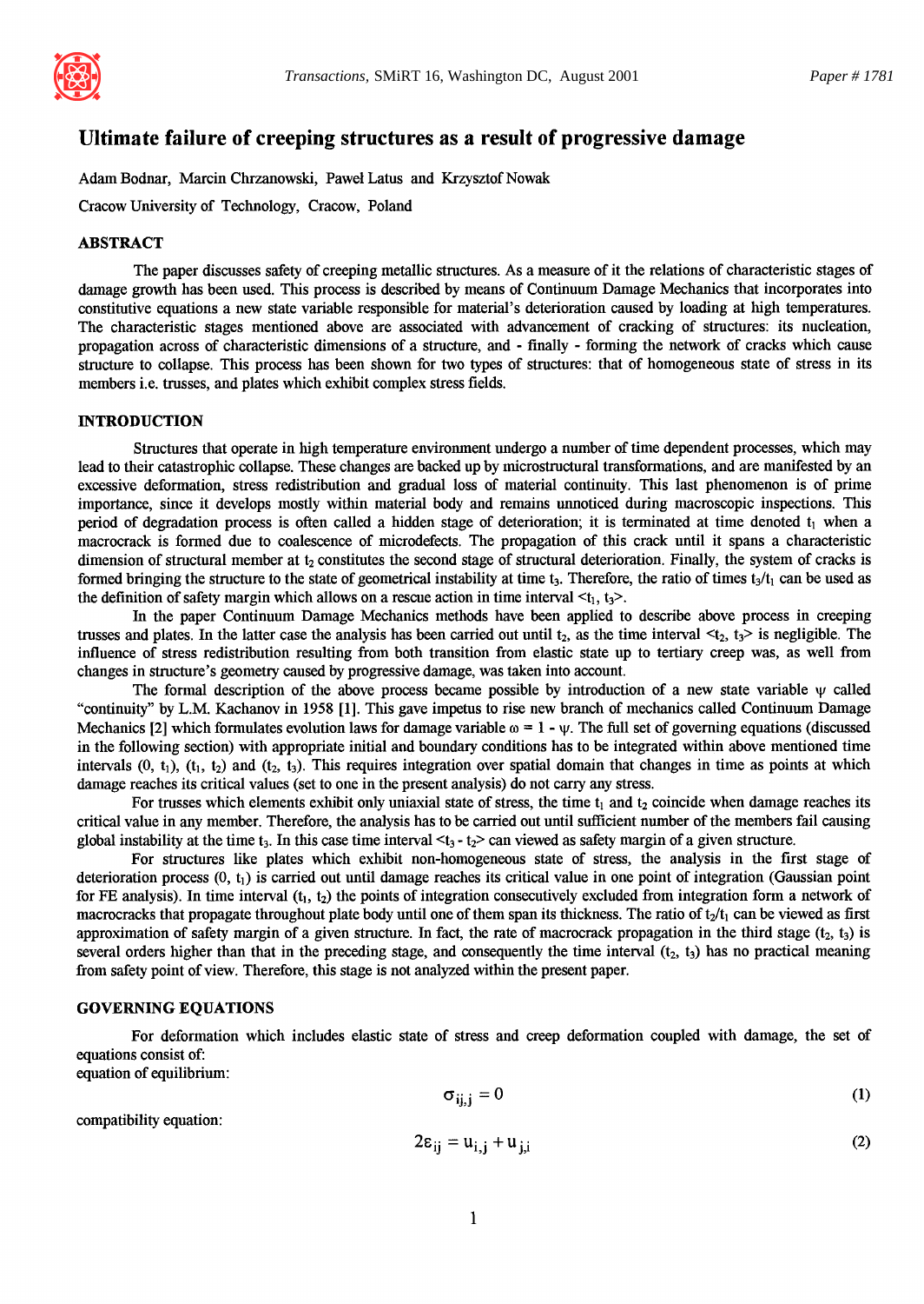# Ultimate failure of creeping structures as a result of progressive damage

Adam Bodnar, Marcin Chrzanowski, Paweł Latus and Krzysztof Nowak

Cracow University of Technology, Cracow, Poland

## ABSTRACT

The paper discusses safety of creeping metallic structures. As a measure of it the relations of characteristic stages of damage growth has been used. This process is described by means of Continuum Damage Mechanics that incorporates into constitutive equations a new state variable responsible for material's deterioration caused by loading at high temperatures. The characteristic stages mentioned above are associated with advancement of cracking of structures: its nucleation, propagation across of characteristic dimensions of a structure, and - finally - forming the network of cracks which cause structure to collapse. This process has been shown for two types of structures: that of homogeneous state of stress in its members i.e. trusses, and plates which exhibit complex stress fields.

## INTRODUCTION

Structures that operate in high temperature environment undergo a number of time dependent processes, which may lead to their catastrophic collapse. These changes are backed up by microstructural transformations, and are manifested by an excessive deformation, stress redistribution and gradual loss of material continuity. This last phenomenon is of prime importance, since it develops mostly within material body and remains unnoticed during macroscopic inspections. This period of degradation process is often called a hidden stage of deterioration; it is terminated at time denoted $t_1$ when a macrocrack is formed due to coalescence of microdefects. The propagation of this crack until it spans a characteristic dimension of structural member at $t_2$ constitutes the second stage of structural deterioration. Finally, the system of cracks is formed bringing the structure to the state of geometrical instability at time $t_3$. Therefore, the ratio of times $t_3/t_1$ can be used as the definition of safety margin which allows on a rescue action in time interval $<t_1, t_3>$.

In the paper Continuum Damage Mechanics methods have been applied to describe above process in creeping trusses and plates. In the latter case the analysis has been carried out until $t_2$, as the time interval $<t_2, t_3>$ is negligible. The influence of stress redistribution resulting from both transition from elastic state up to tertiary creep was, as well from changes in structure's geometry caused by progressive damage, was taken into account.

The formal description of the above process became possible by introduction of a new state variable $\psi$ called "continuity" by L.M. Kachanov in 1958 [1]. This gave impetus to rise new branch of mechanics called Continuum Damage Mechanics [2] which formulates evolution laws for damage variable $\omega = 1 - \psi$. The full set of governing equations (discussed in the following section) with appropriate initial and boundary conditions has to be integrated within above mentioned time intervals $(0, t_1)$, $(t_1, t_2)$ and $(t_2, t_3)$. This requires integration over spatial domain that changes in time as points at which damage reaches its critical values (set to one in the present analysis) do not carry any stress.

For trusses which elements exhibit only uniaxial state of stress, the time $t_1$ and $t_2$ coincide when damage reaches its critical value in any member. Therefore, the analysis has to be carried out until sufficient number of the members fail causing global instability at the time $t_3$. In this case time interval $<t_3 - t_2>$ can viewed as safety margin of a given structure.

For structures like plates which exhibit non-homogeneous state of stress, the analysis in the first stage of deterioration process $(0, t_1)$ is carried out until damage reaches its critical value in one point of integration (Gaussian point for FE analysis). In time interval $(t_1, t_2)$ the points of integration consecutively excluded from integration form a network of macrocracks that propagate throughout plate body until one of them span its thickness. The ratio of $t_2/t_1$ can be viewed as first approximation of safety margin of a given structure. In fact, the rate of macrocrack propagation in the third stage $(t_2, t_3)$ is several orders higher than that in the preceding stage, and consequently the time interval $(t_2, t_3)$ has no practical meaning from safety point of view. Therefore, this stage is not analyzed within the present paper.

## GOVERNING EQUATIONS

For deformation which includes elastic state of stress and creep deformation coupled with damage, the set of equations consist of:

equation of equilibrium:

$$\sigma_{ij,j} = 0 \tag{1}$$

compatibility equation:

$$2\varepsilon_{ij} = u_{i,j} + u_{j,i} \tag{2}$$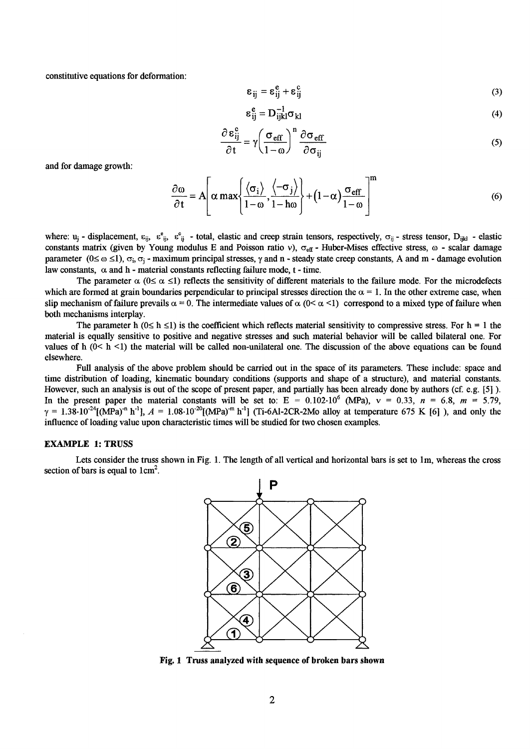constitutive equations for deformation:

$$\varepsilon_{ij} = \varepsilon^e_{ij} + \varepsilon^c_{ij} \tag{3}$$

$$\varepsilon^e_{ij} = D^{-1}_{ijkl}\sigma_{kl} \tag{4}$$

$$\frac{\partial \varepsilon^c_{ij}}{\partial t} = \gamma\left(\frac{\sigma_{eff}}{1-\omega}\right)^n \frac{\partial \sigma_{eff}}{\partial \sigma_{ij}} \tag{5}$$

and for damage growth:

$$\frac{\partial \omega}{\partial t} = A\left[\alpha \max\left\{\frac{\langle \sigma_i \rangle}{1-\omega}, \frac{\langle -\sigma_j \rangle}{1-h\omega}\right\} + (1-\alpha)\frac{\sigma_{eff}}{1-\omega}\right]^m \tag{6}$$

where: $u_j$ - displacement, $\varepsilon_{ij}$, $\varepsilon^e_{ij}$, $\varepsilon^c_{ij}$ - total, elastic and creep strain tensors, respectively, $\sigma_{ij}$ - stress tensor, $D_{ijkl}$ - elastic constants matrix (given by Young modulus E and Poisson ratio $\nu$), $\sigma_{eff}$ - Huber-Mises effective stress, $\omega$ - scalar damage parameter ($0\leq \omega \leq 1$), $\sigma_i, \sigma_j$ - maximum principal stresses, $\gamma$ and n - steady state creep constants, A and m - damage evolution law constants, $\alpha$ and h - material constants reflecting failure mode, t - time.

The parameter $\alpha$ ($0\leq \alpha \leq 1$) reflects the sensitivity of different materials to the failure mode. For the microdefects which are formed at grain boundaries perpendicular to principal stresses direction the $\alpha = 1$. In the other extreme case, when slip mechanism of failure prevails $\alpha = 0$. The intermediate values of $\alpha$ ($0< \alpha <1$) correspond to a mixed type of failure when both mechanisms interplay.

The parameter h ($0\leq h \leq 1$) is the coefficient which reflects material sensitivity to compressive stress. For h = 1 the material is equally sensitive to positive and negative stresses and such material behavior will be called bilateral one. For values of h ($0< h <1$) the material will be called non-unilateral one. The discussion of the above equations can be found elsewhere.

Full analysis of the above problem should be carried out in the space of its parameters. These include: space and time distribution of loading, kinematic boundary conditions (supports and shape of a structure), and material constants. However, such an analysis is out of the scope of present paper, and partially has been already done by authors (cf. e.g. [5] ). In the present paper the material constants will be set to: E = $0.102\cdot10^6$ (MPa), $\nu$ = 0.33, $n$ = 6.8, $m$ = 5.79, $\gamma = 1.38\cdot10^{-24}$[(MPa)$^{-n}$ h$^{-1}$], $A = 1.08\cdot10^{-20}$[(MPa)$^{-m}$ h$^{-1}$] (Ti-6Al-2CR-2Mo alloy at temperature 675 K [6] ), and only the influence of loading value upon characteristic times will be studied for two chosen examples.

## EXAMPLE 1: TRUSS

Lets consider the truss shown in Fig. 1. The length of all vertical and horizontal bars is set to 1m, whereas the cross section of bars is equal to 1cm$^2$.

**Fig. 1 Truss analyzed with sequence of broken bars shown**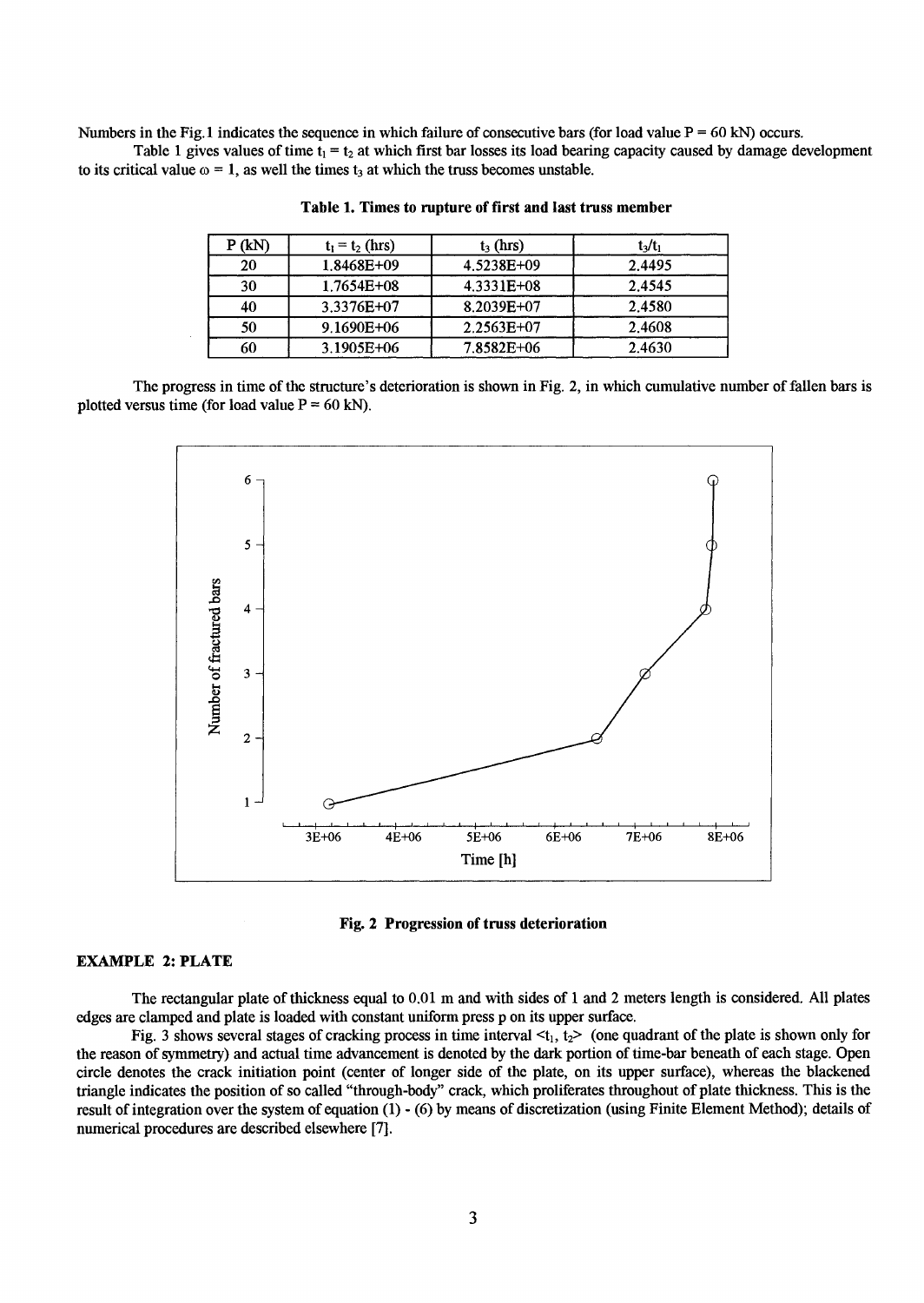Numbers in the Fig.1 indicates the sequence in which failure of consecutive bars (for load value P = 60 kN) occurs.

Table 1 gives values of time $t_1 = t_2$ at which first bar losses its load bearing capacity caused by damage development to its critical value $\omega = 1$, as well the times $t_3$ at which the truss becomes unstable.

**Table 1. Times to rupture of first and last truss member**

| P (kN) | $t_1 = t_2$ (hrs) | $t_3$ (hrs) | $t_3/t_1$ |
|---|---|---|---|
| 20 | 1.8468E+09 | 4.5238E+09 | 2.4495 |
| 30 | 1.7654E+08 | 4.3331E+08 | 2.4545 |
| 40 | 3.3376E+07 | 8.2039E+07 | 2.4580 |
| 50 | 9.1690E+06 | 2.2563E+07 | 2.4608 |
| 60 | 3.1905E+06 | 7.8582E+06 | 2.4630 |

The progress in time of the structure's deterioration is shown in Fig. 2, in which cumulative number of fallen bars is plotted versus time (for load value P = 60 kN).

**Fig. 2 Progression of truss deterioration**

## EXAMPLE 2: PLATE

The rectangular plate of thickness equal to 0.01 m and with sides of 1 and 2 meters length is considered. All plates edges are clamped and plate is loaded with constant uniform press p on its upper surface.

Fig. 3 shows several stages of cracking process in time interval $<t_1, t_2>$ (one quadrant of the plate is shown only for the reason of symmetry) and actual time advancement is denoted by the dark portion of time-bar beneath of each stage. Open circle denotes the crack initiation point (center of longer side of the plate, on its upper surface), whereas the blackened triangle indicates the position of so called "through-body" crack, which proliferates throughout of plate thickness. This is the result of integration over the system of equation (1) - (6) by means of discretization (using Finite Element Method); details of numerical procedures are described elsewhere [7].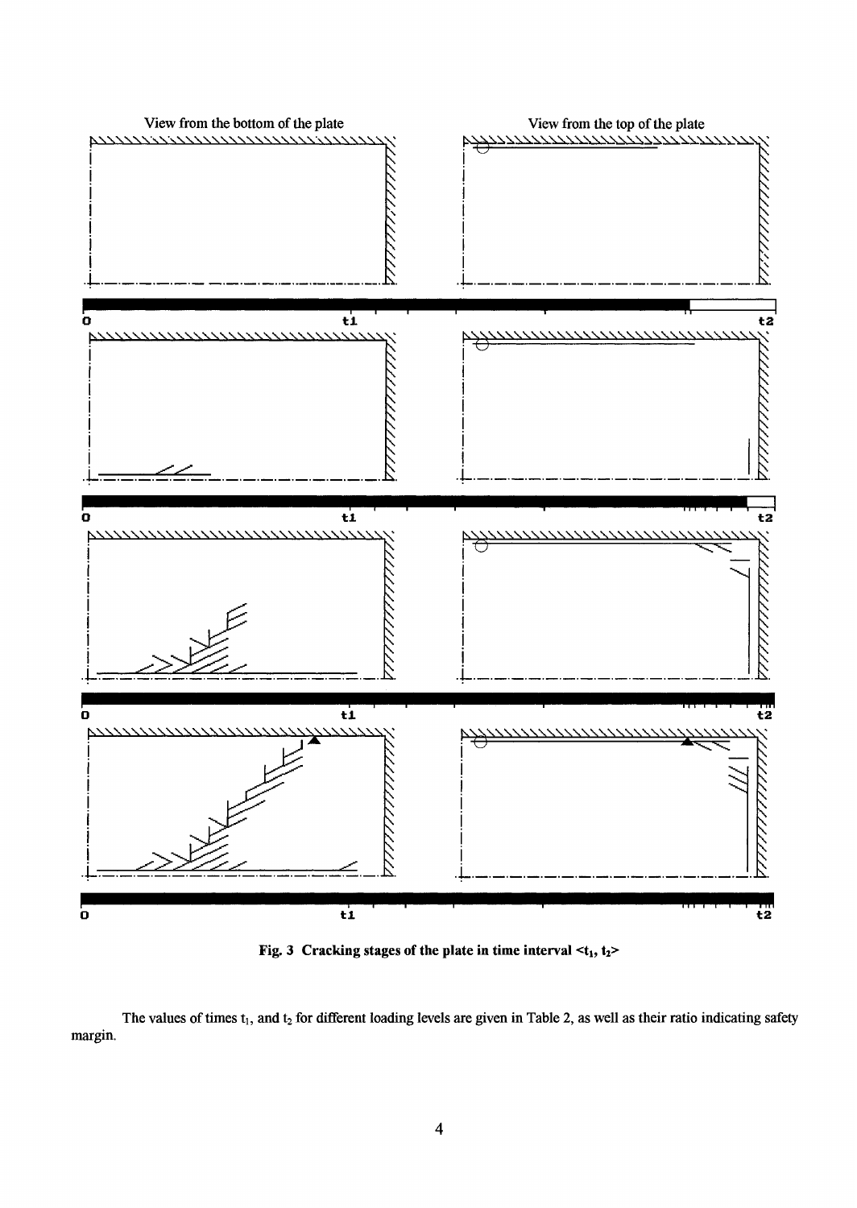View from the bottom of the plate

View from the top of the plate

0 t1 t2

0 t1 t2

0 t1 t2

0 t1 t2

**Fig. 3 Cracking stages of the plate in time interval <$t_1$, $t_2$>**

The values of times $t_1$, and $t_2$ for different loading levels are given in Table 2, as well as their ratio indicating safety margin.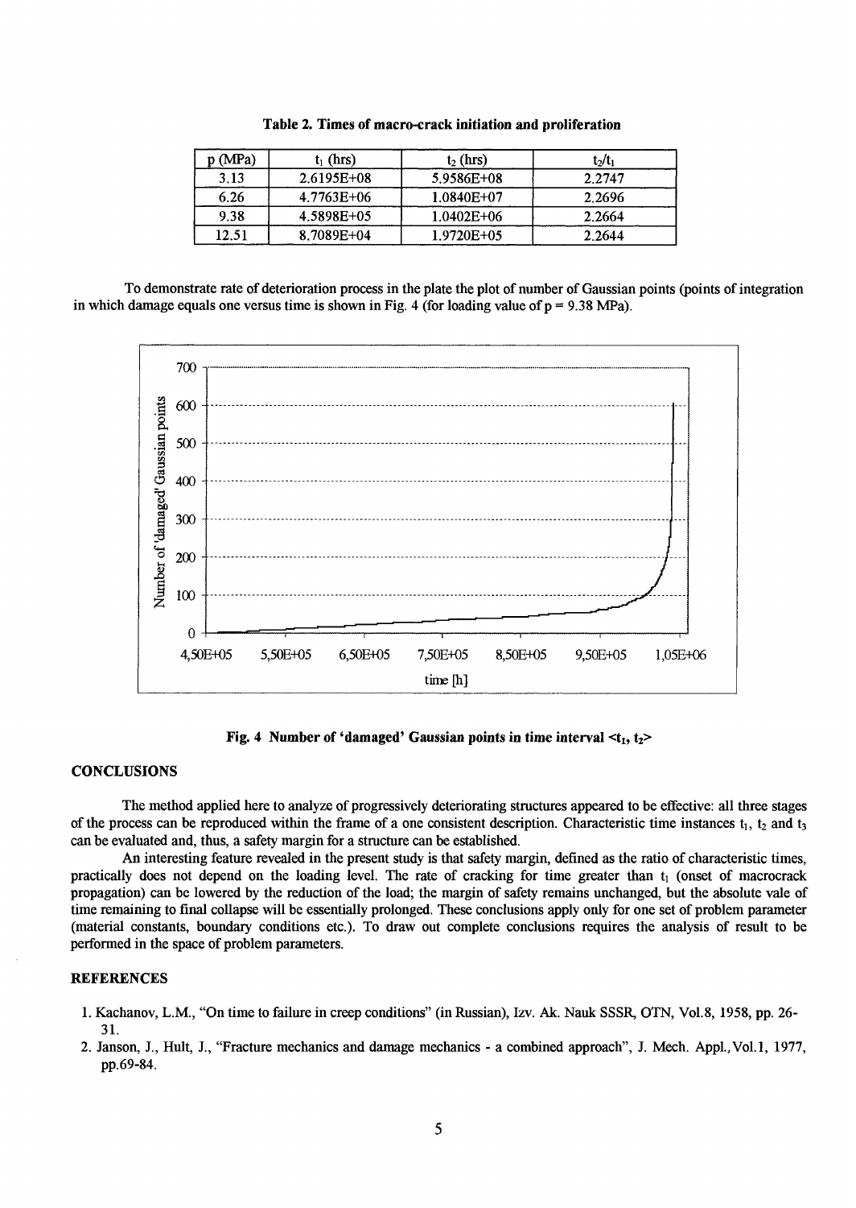**Table 2. Times of macro-crack initiation and proliferation**

| p (MPa) | $t_1$ (hrs) | $t_2$ (hrs) | $t_2/t_1$ |
|---|---|---|---|
| 3.13 | 2.6195E+08 | 5.9586E+08 | 2.2747 |
| 6.26 | 4.7763E+06 | 1.0840E+07 | 2.2696 |
| 9.38 | 4.5898E+05 | 1.0402E+06 | 2.2664 |
| 12.51 | 8.7089E+04 | 1.9720E+05 | 2.2644 |

To demonstrate rate of deterioration process in the plate the plot of number of Gaussian points (points of integration in which damage equals one versus time is shown in Fig. 4 (for loading value of p = 9.38 MPa).

**Fig. 4 Number of 'damaged' Gaussian points in time interval $<t_1, t_2>$**

## CONCLUSIONS

The method applied here to analyze of progressively deteriorating structures appeared to be effective: all three stages of the process can be reproduced within the frame of a one consistent description. Characteristic time instances $t_1$, $t_2$ and $t_3$ can be evaluated and, thus, a safety margin for a structure can be established.

An interesting feature revealed in the present study is that safety margin, defined as the ratio of characteristic times, practically does not depend on the loading level. The rate of cracking for time greater than $t_1$ (onset of macrocrack propagation) can be lowered by the reduction of the load; the margin of safety remains unchanged, but the absolute vale of time remaining to final collapse will be essentially prolonged. These conclusions apply only for one set of problem parameter (material constants, boundary conditions etc.). To draw out complete conclusions requires the analysis of result to be performed in the space of problem parameters.

## REFERENCES

1. Kachanov, L.M., "On time to failure in creep conditions" (in Russian), Izv. Ak. Nauk SSSR, OTN, Vol.8, 1958, pp. 26-31.
2. Janson, J., Hult, J., "Fracture mechanics and damage mechanics - a combined approach", J. Mech. Appl., Vol.1, 1977, pp.69-84.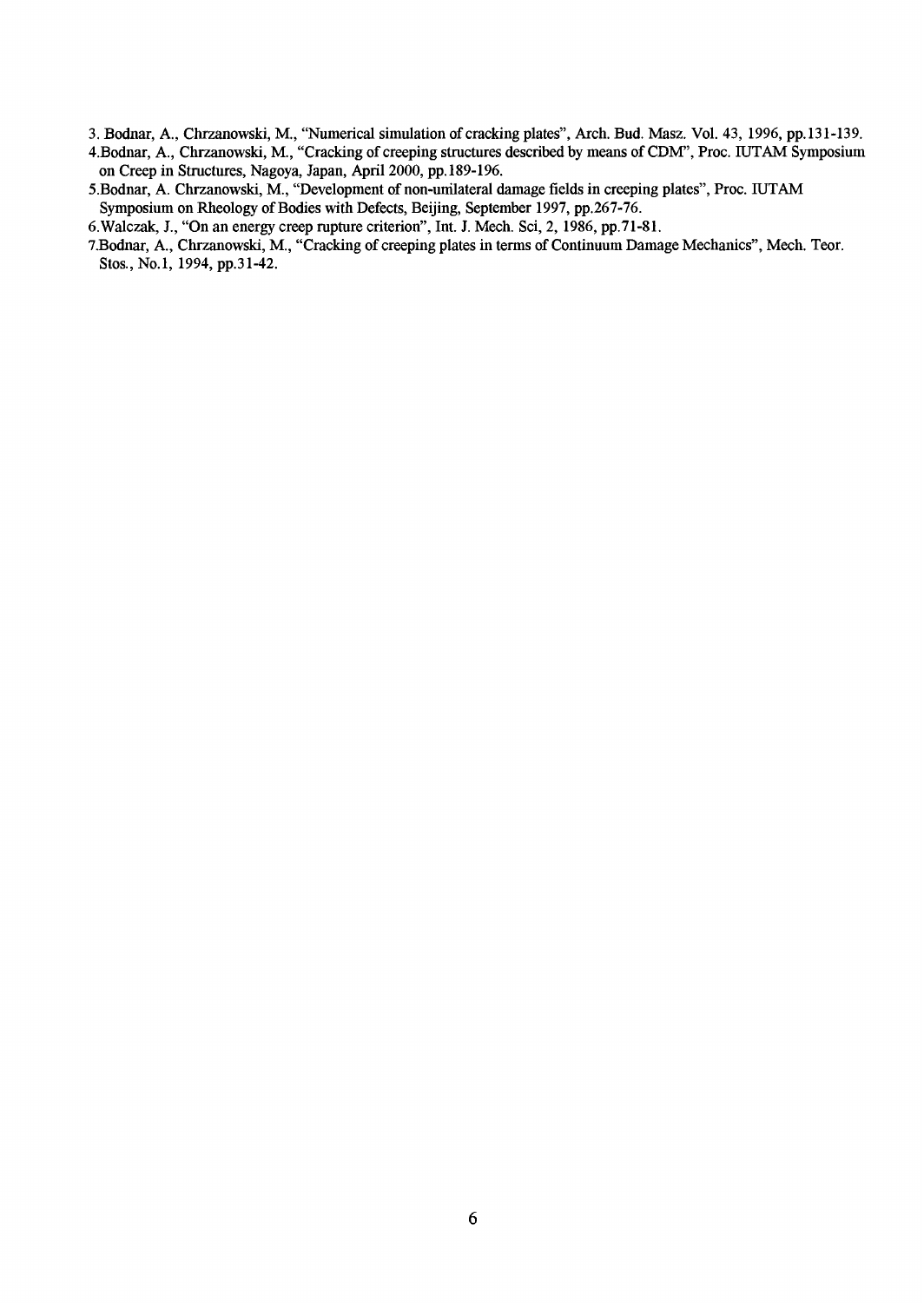3. Bodnar, A., Chrzanowski, M., "Numerical simulation of cracking plates", Arch. Bud. Masz. Vol. 43, 1996, pp.131-139.
4. Bodnar, A., Chrzanowski, M., "Cracking of creeping structures described by means of CDM", Proc. IUTAM Symposium on Creep in Structures, Nagoya, Japan, April 2000, pp.189-196.
5. Bodnar, A. Chrzanowski, M., "Development of non-unilateral damage fields in creeping plates", Proc. IUTAM Symposium on Rheology of Bodies with Defects, Beijing, September 1997, pp.267-76.
6. Walczak, J., "On an energy creep rupture criterion", Int. J. Mech. Sci, 2, 1986, pp.71-81.
7. Bodnar, A., Chrzanowski, M., "Cracking of creeping plates in terms of Continuum Damage Mechanics", Mech. Teor. Stos., No.1, 1994, pp.31-42.